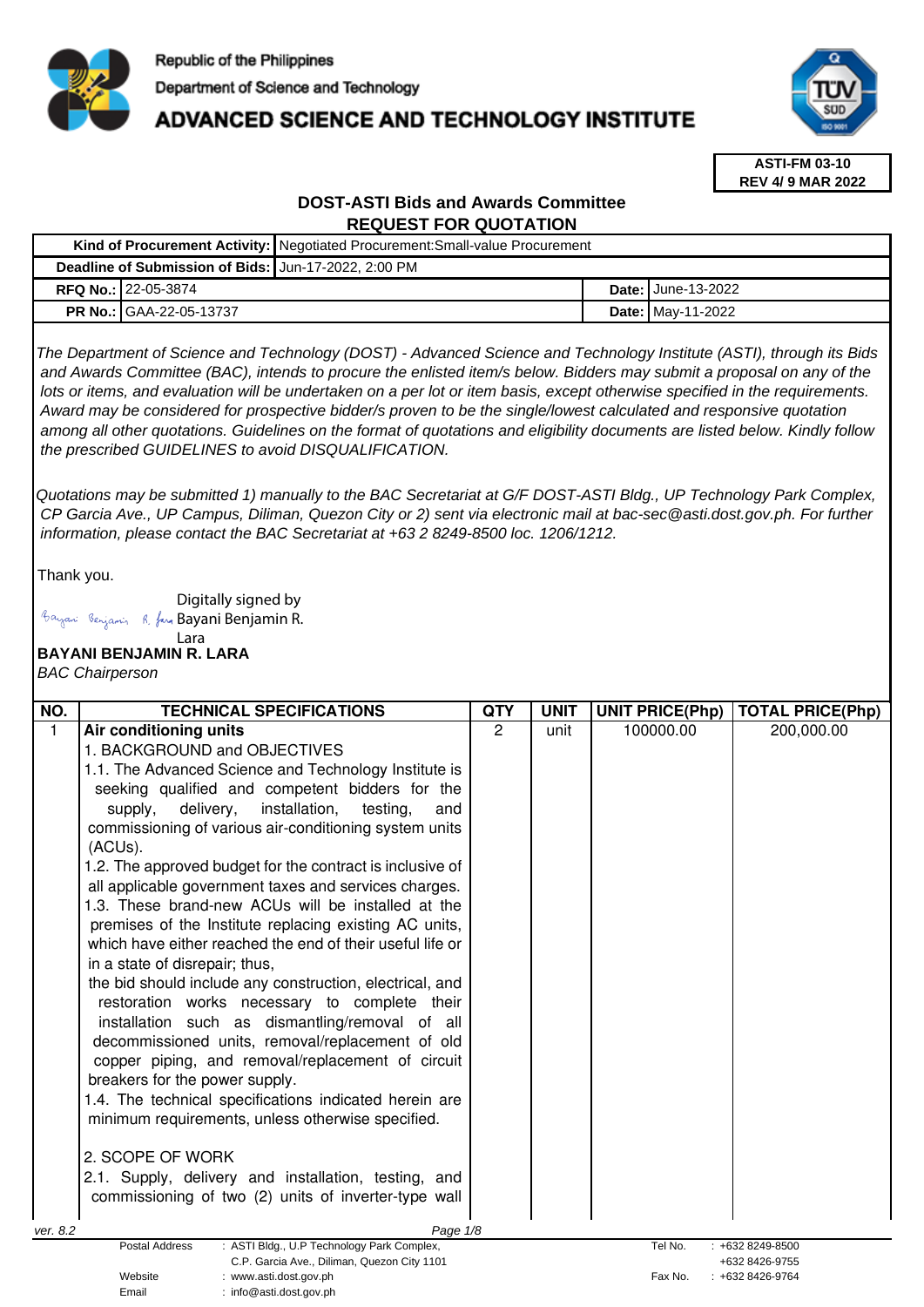Republic of the Philippines
Department of Science and Technology
# ADVANCED SCIENCE AND TECHNOLOGY INSTITUTE

**ASTI-FM 03-10**
**REV 4/ 9 MAR 2022**

## DOST-ASTI Bids and Awards Committee
## REQUEST FOR QUOTATION

| **Kind of Procurement Activity:** | Negotiated Procurement:Small-value Procurement | | |
|---|---|---|---|
| **Deadline of Submission of Bids:** | Jun-17-2022, 2:00 PM | | |
| **RFQ No.:** | 22-05-3874 | **Date:** | June-13-2022 |
| **PR No.:** | GAA-22-05-13737 | **Date:** | May-11-2022 |

*The Department of Science and Technology (DOST) - Advanced Science and Technology Institute (ASTI), through its Bids and Awards Committee (BAC), intends to procure the enlisted item/s below. Bidders may submit a proposal on any of the lots or items, and evaluation will be undertaken on a per lot or item basis, except otherwise specified in the requirements. Award may be considered for prospective bidder/s proven to be the single/lowest calculated and responsive quotation among all other quotations. Guidelines on the format of quotations and eligibility documents are listed below. Kindly follow the prescribed GUIDELINES to avoid DISQUALIFICATION.*

*Quotations may be submitted 1) manually to the BAC Secretariat at G/F DOST-ASTI Bldg., UP Technology Park Complex, CP Garcia Ave., UP Campus, Diliman, Quezon City or 2) sent via electronic mail at bac-sec@asti.dost.gov.ph. For further information, please contact the BAC Secretariat at +63 2 8249-8500 loc. 1206/1212.*

Thank you.

Digitally signed by Bayani Benjamin R. Lara

**BAYANI BENJAMIN R. LARA**
*BAC Chairperson*

| NO. | TECHNICAL SPECIFICATIONS | QTY | UNIT | UNIT PRICE(Php) | TOTAL PRICE(Php) |
|---|---|---|---|---|---|
| 1 | **Air conditioning units**<br>1. BACKGROUND and OBJECTIVES<br>1.1. The Advanced Science and Technology Institute is seeking qualified and competent bidders for the supply, delivery, installation, testing, and commissioning of various air-conditioning system units (ACUs).<br>1.2. The approved budget for the contract is inclusive of all applicable government taxes and services charges.<br>1.3. These brand-new ACUs will be installed at the premises of the Institute replacing existing AC units, which have either reached the end of their useful life or in a state of disrepair; thus, the bid should include any construction, electrical, and restoration works necessary to complete their installation such as dismantling/removal of all decommissioned units, removal/replacement of old copper piping, and removal/replacement of circuit breakers for the power supply.<br>1.4. The technical specifications indicated herein are minimum requirements, unless otherwise specified.<br><br>2. SCOPE OF WORK<br>2.1. Supply, delivery and installation, testing, and commissioning of two (2) units of inverter-type wall | 2 | unit | 100000.00 | 200,000.00 |

ver. 8.2

| | | | |
|---|---|---|---|
| Postal Address | : ASTI Bldg., U.P Technology Park Complex, C.P. Garcia Ave., Diliman, Quezon City 1101 | Tel No. | : +632 8249-8500<br>+632 8426-9755 |
| Website | : www.asti.dost.gov.ph | Fax No. | : +632 8426-9764 |
| Email | : info@asti.dost.gov.ph | | |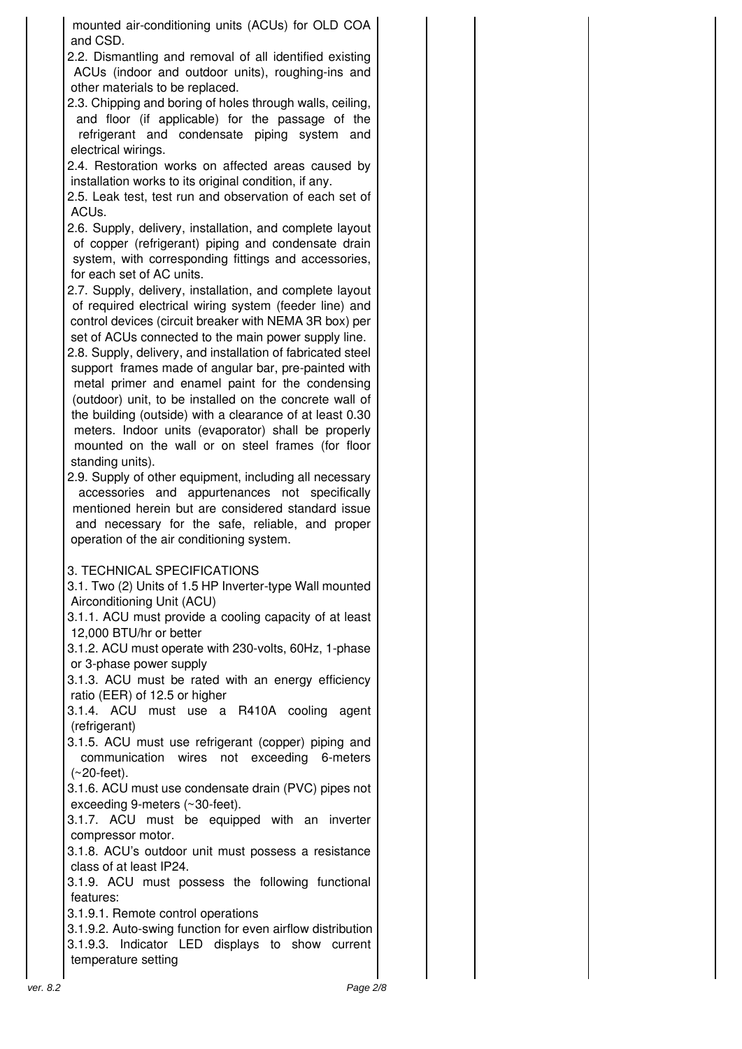mounted air-conditioning units (ACUs) for OLD COA and CSD.

2.2. Dismantling and removal of all identified existing ACUs (indoor and outdoor units), roughing-ins and other materials to be replaced.

2.3. Chipping and boring of holes through walls, ceiling, and floor (if applicable) for the passage of the refrigerant and condensate piping system and electrical wirings.

2.4. Restoration works on affected areas caused by installation works to its original condition, if any.

2.5. Leak test, test run and observation of each set of ACUs.

2.6. Supply, delivery, installation, and complete layout of copper (refrigerant) piping and condensate drain system, with corresponding fittings and accessories, for each set of AC units.

2.7. Supply, delivery, installation, and complete layout of required electrical wiring system (feeder line) and control devices (circuit breaker with NEMA 3R box) per set of ACUs connected to the main power supply line.

2.8. Supply, delivery, and installation of fabricated steel support frames made of angular bar, pre-painted with metal primer and enamel paint for the condensing (outdoor) unit, to be installed on the concrete wall of the building (outside) with a clearance of at least 0.30 meters. Indoor units (evaporator) shall be properly mounted on the wall or on steel frames (for floor standing units).

2.9. Supply of other equipment, including all necessary accessories and appurtenances not specifically mentioned herein but are considered standard issue and necessary for the safe, reliable, and proper operation of the air conditioning system.

3. TECHNICAL SPECIFICATIONS

3.1. Two (2) Units of 1.5 HP Inverter-type Wall mounted Airconditioning Unit (ACU)

3.1.1. ACU must provide a cooling capacity of at least 12,000 BTU/hr or better

3.1.2. ACU must operate with 230-volts, 60Hz, 1-phase or 3-phase power supply

3.1.3. ACU must be rated with an energy efficiency ratio (EER) of 12.5 or higher

3.1.4. ACU must use a R410A cooling agent (refrigerant)

3.1.5. ACU must use refrigerant (copper) piping and communication wires not exceeding 6-meters (~20-feet).

3.1.6. ACU must use condensate drain (PVC) pipes not exceeding 9-meters (~30-feet).

3.1.7. ACU must be equipped with an inverter compressor motor.

3.1.8. ACU's outdoor unit must possess a resistance class of at least IP24.

3.1.9. ACU must possess the following functional features:

3.1.9.1. Remote control operations

3.1.9.2. Auto-swing function for even airflow distribution

3.1.9.3. Indicator LED displays to show current temperature setting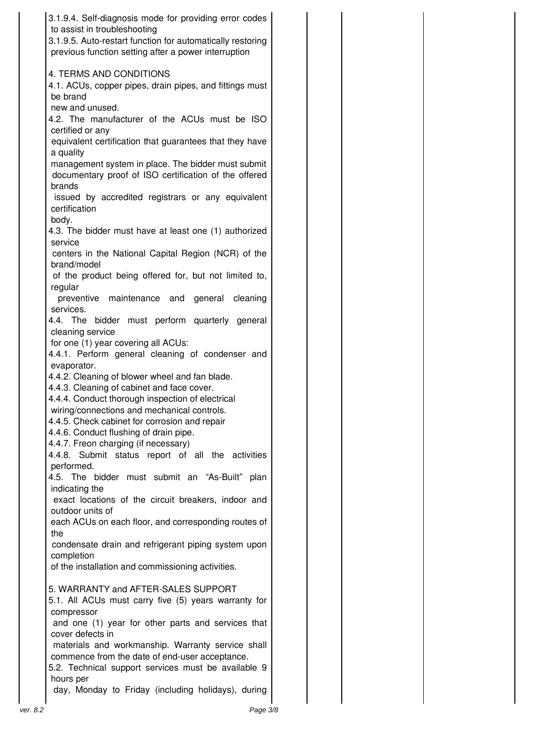| | | | |
|---|---|---|---|
| 3.1.9.4. Self-diagnosis mode for providing error codes to assist in troubleshooting<br>3.1.9.5. Auto-restart function for automatically restoring previous function setting after a power interruption<br><br>4. TERMS AND CONDITIONS<br>4.1. ACUs, copper pipes, drain pipes, and fittings must be brand new and unused.<br>4.2. The manufacturer of the ACUs must be ISO certified or any equivalent certification that guarantees that they have a quality management system in place. The bidder must submit documentary proof of ISO certification of the offered brands issued by accredited registrars or any equivalent certification body.<br>4.3. The bidder must have at least one (1) authorized service centers in the National Capital Region (NCR) of the brand/model of the product being offered for, but not limited to, regular preventive maintenance and general cleaning services.<br>4.4. The bidder must perform quarterly general cleaning service for one (1) year covering all ACUs:<br>4.4.1. Perform general cleaning of condenser and evaporator.<br>4.4.2. Cleaning of blower wheel and fan blade.<br>4.4.3. Cleaning of cabinet and face cover.<br>4.4.4. Conduct thorough inspection of electrical wiring/connections and mechanical controls.<br>4.4.5. Check cabinet for corrosion and repair<br>4.4.6. Conduct flushing of drain pipe.<br>4.4.7. Freon charging (if necessary)<br>4.4.8. Submit status report of all the activities performed.<br>4.5. The bidder must submit an "As-Built" plan indicating the exact locations of the circuit breakers, indoor and outdoor units of each ACUs on each floor, and corresponding routes of the condensate drain and refrigerant piping system upon completion of the installation and commissioning activities.<br><br>5. WARRANTY and AFTER-SALES SUPPORT<br>5.1. All ACUs must carry five (5) years warranty for compressor and one (1) year for other parts and services that cover defects in materials and workmanship. Warranty service shall commence from the date of end-user acceptance.<br>5.2. Technical support services must be available 9 hours per day, Monday to Friday (including holidays), during | | | |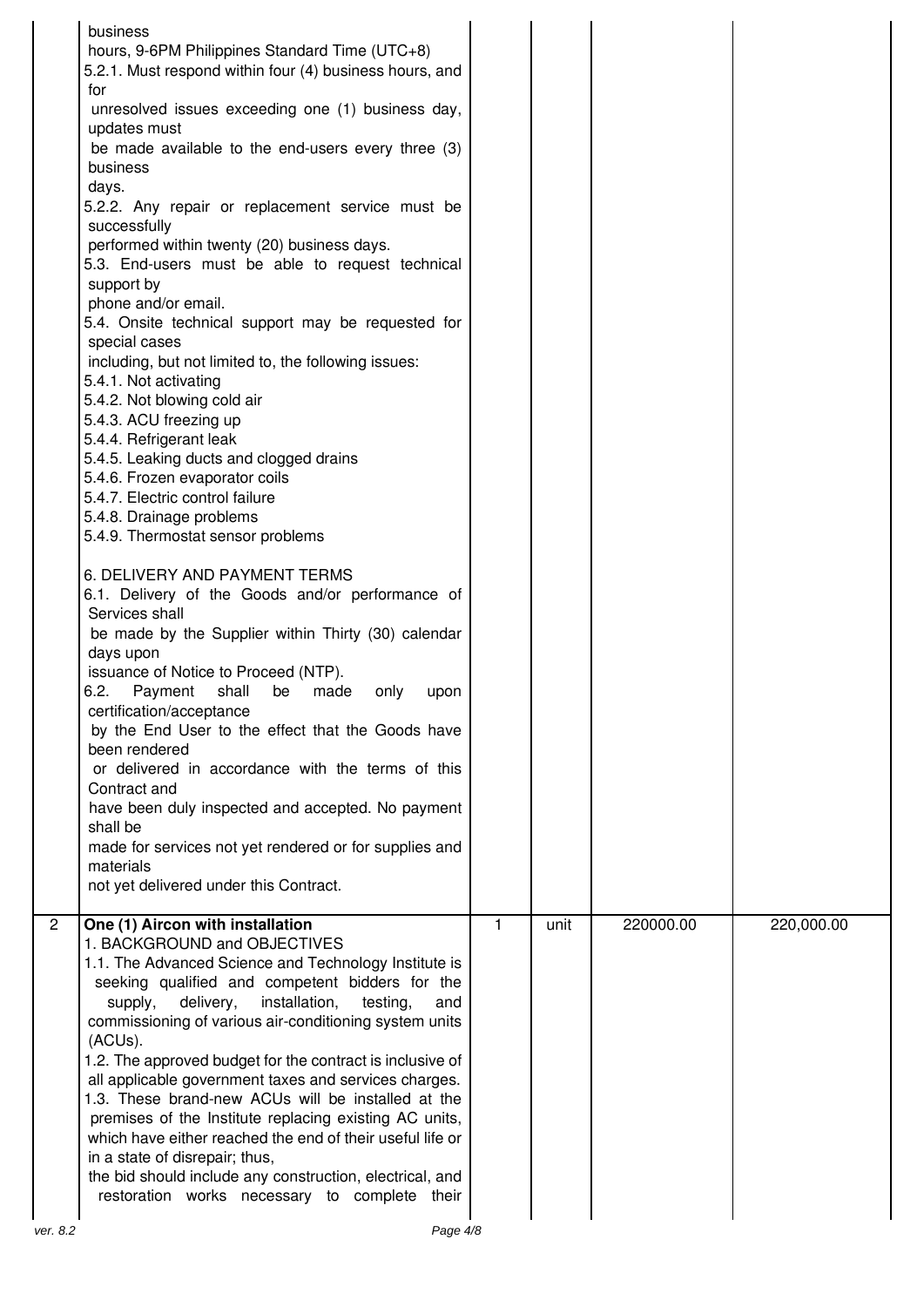| | | | | | |
|---|---|---|---|---|---|
| | business hours, 9-6PM Philippines Standard Time (UTC+8)<br>5.2.1. Must respond within four (4) business hours, and for unresolved issues exceeding one (1) business day, updates must be made available to the end-users every three (3) business days.<br>5.2.2. Any repair or replacement service must be successfully performed within twenty (20) business days.<br>5.3. End-users must be able to request technical support by phone and/or email.<br>5.4. Onsite technical support may be requested for special cases including, but not limited to, the following issues:<br>5.4.1. Not activating<br>5.4.2. Not blowing cold air<br>5.4.3. ACU freezing up<br>5.4.4. Refrigerant leak<br>5.4.5. Leaking ducts and clogged drains<br>5.4.6. Frozen evaporator coils<br>5.4.7. Electric control failure<br>5.4.8. Drainage problems<br>5.4.9. Thermostat sensor problems<br><br>6. DELIVERY AND PAYMENT TERMS<br>6.1. Delivery of the Goods and/or performance of Services shall be made by the Supplier within Thirty (30) calendar days upon issuance of Notice to Proceed (NTP).<br>6.2. Payment shall be made only upon certification/acceptance by the End User to the effect that the Goods have been rendered or delivered in accordance with the terms of this Contract and have been duly inspected and accepted. No payment shall be made for services not yet rendered or for supplies and materials not yet delivered under this Contract. | | | | |
| 2 | **One (1) Aircon with installation**<br>1. BACKGROUND and OBJECTIVES<br>1.1. The Advanced Science and Technology Institute is seeking qualified and competent bidders for the supply, delivery, installation, testing, and commissioning of various air-conditioning system units (ACUs).<br>1.2. The approved budget for the contract is inclusive of all applicable government taxes and services charges.<br>1.3. These brand-new ACUs will be installed at the premises of the Institute replacing existing AC units, which have either reached the end of their useful life or in a state of disrepair; thus, the bid should include any construction, electrical, and restoration works necessary to complete their | 1 | unit | 220000.00 | 220,000.00 |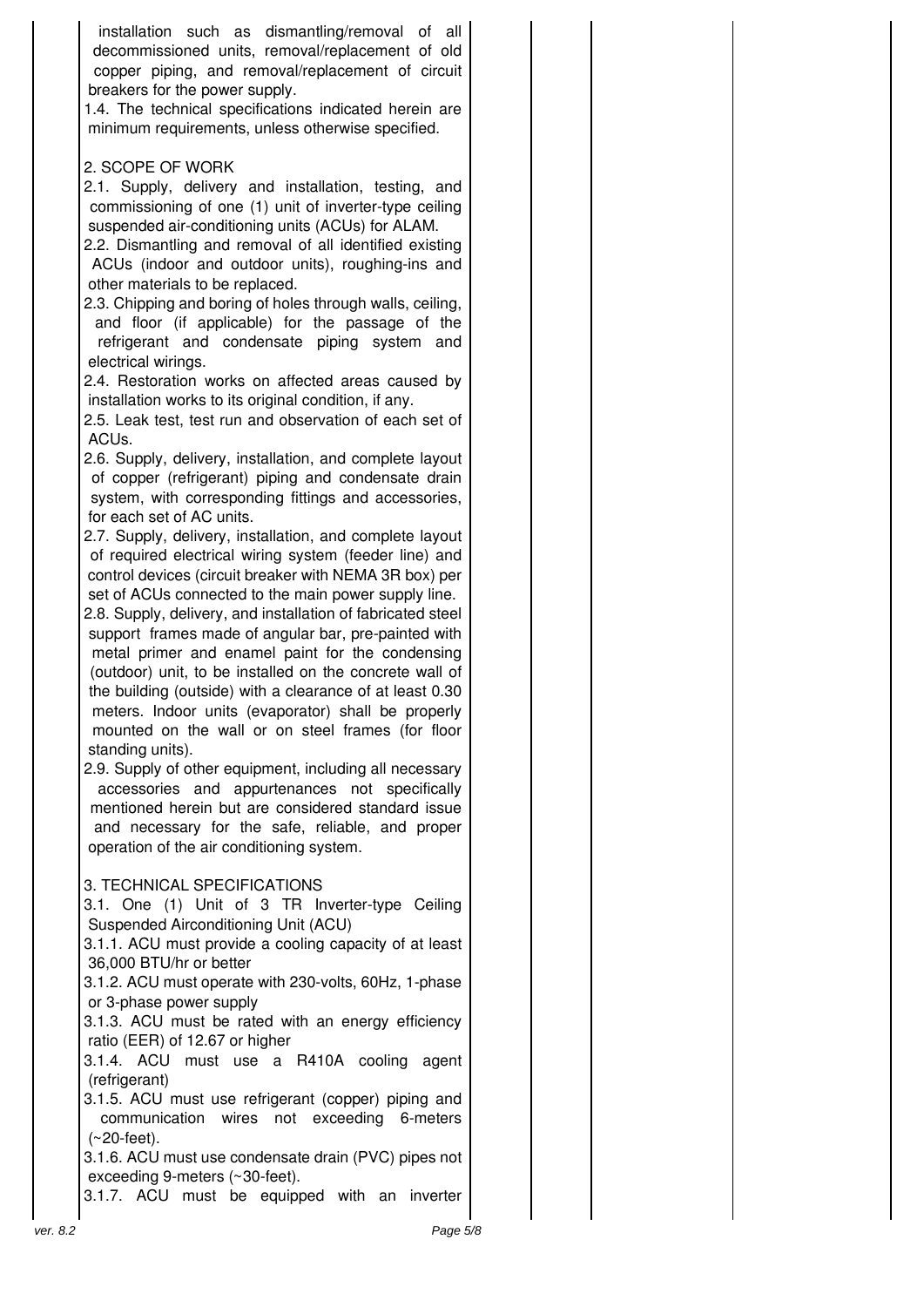installation such as dismantling/removal of all decommissioned units, removal/replacement of old copper piping, and removal/replacement of circuit breakers for the power supply.

1.4. The technical specifications indicated herein are minimum requirements, unless otherwise specified.

2. SCOPE OF WORK

2.1. Supply, delivery and installation, testing, and commissioning of one (1) unit of inverter-type ceiling suspended air-conditioning units (ACUs) for ALAM.

2.2. Dismantling and removal of all identified existing ACUs (indoor and outdoor units), roughing-ins and other materials to be replaced.

2.3. Chipping and boring of holes through walls, ceiling, and floor (if applicable) for the passage of the refrigerant and condensate piping system and electrical wirings.

2.4. Restoration works on affected areas caused by installation works to its original condition, if any.

2.5. Leak test, test run and observation of each set of ACUs.

2.6. Supply, delivery, installation, and complete layout of copper (refrigerant) piping and condensate drain system, with corresponding fittings and accessories, for each set of AC units.

2.7. Supply, delivery, installation, and complete layout of required electrical wiring system (feeder line) and control devices (circuit breaker with NEMA 3R box) per set of ACUs connected to the main power supply line.

2.8. Supply, delivery, and installation of fabricated steel support frames made of angular bar, pre-painted with metal primer and enamel paint for the condensing (outdoor) unit, to be installed on the concrete wall of the building (outside) with a clearance of at least 0.30 meters. Indoor units (evaporator) shall be properly mounted on the wall or on steel frames (for floor standing units).

2.9. Supply of other equipment, including all necessary accessories and appurtenances not specifically mentioned herein but are considered standard issue and necessary for the safe, reliable, and proper operation of the air conditioning system.

3. TECHNICAL SPECIFICATIONS

3.1. One (1) Unit of 3 TR Inverter-type Ceiling Suspended Airconditioning Unit (ACU)

3.1.1. ACU must provide a cooling capacity of at least 36,000 BTU/hr or better

3.1.2. ACU must operate with 230-volts, 60Hz, 1-phase or 3-phase power supply

3.1.3. ACU must be rated with an energy efficiency ratio (EER) of 12.67 or higher

3.1.4. ACU must use a R410A cooling agent (refrigerant)

3.1.5. ACU must use refrigerant (copper) piping and communication wires not exceeding 6-meters (~20-feet).

3.1.6. ACU must use condensate drain (PVC) pipes not exceeding 9-meters (~30-feet).

3.1.7. ACU must be equipped with an inverter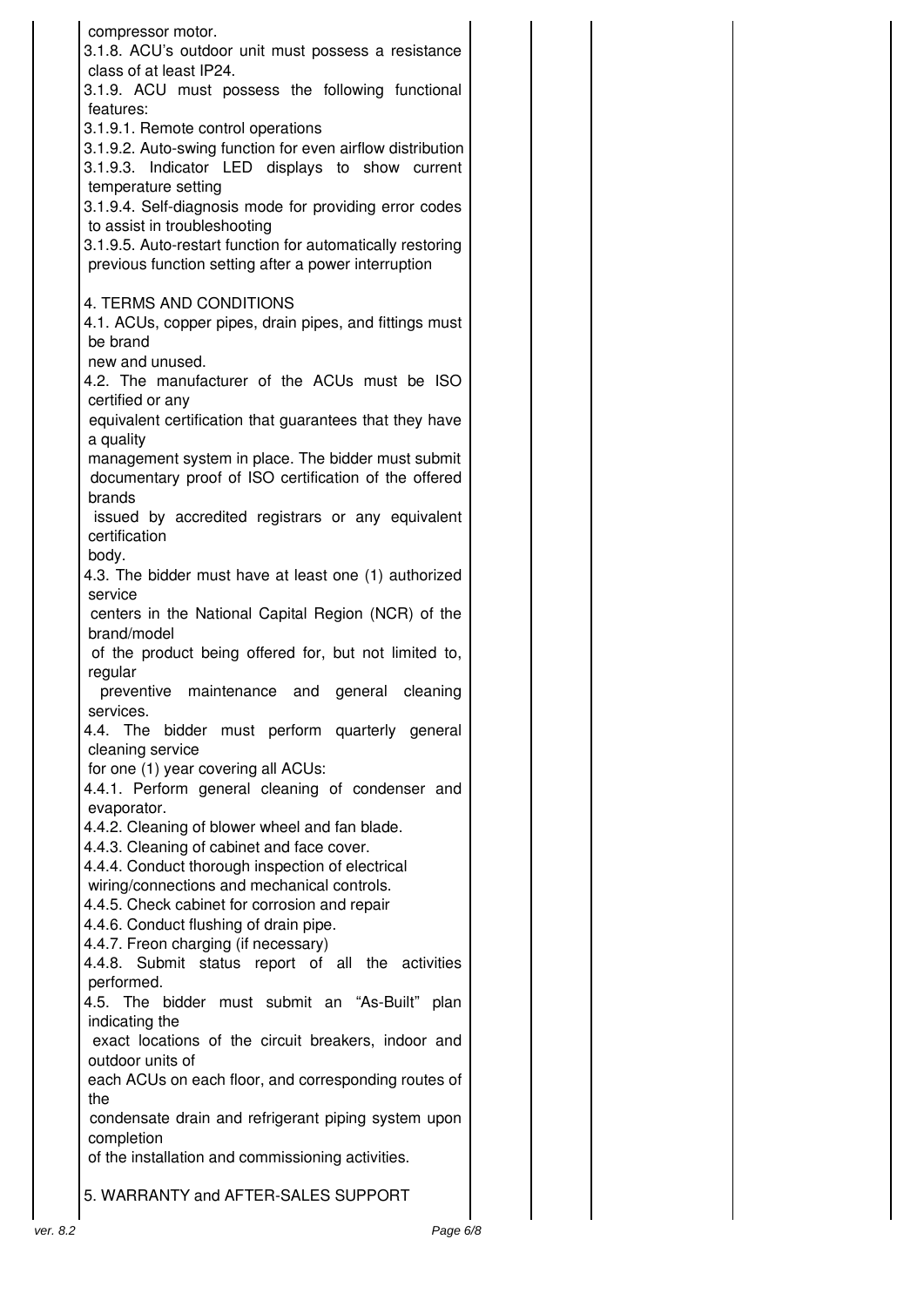| | | | | |
|---|---|---|---|---|
| compressor motor.<br>3.1.8. ACU's outdoor unit must possess a resistance class of at least IP24.<br>3.1.9. ACU must possess the following functional features:<br>3.1.9.1. Remote control operations<br>3.1.9.2. Auto-swing function for even airflow distribution<br>3.1.9.3. Indicator LED displays to show current temperature setting<br>3.1.9.4. Self-diagnosis mode for providing error codes to assist in troubleshooting<br>3.1.9.5. Auto-restart function for automatically restoring previous function setting after a power interruption<br><br>4. TERMS AND CONDITIONS<br>4.1. ACUs, copper pipes, drain pipes, and fittings must be brand new and unused.<br>4.2. The manufacturer of the ACUs must be ISO certified or any equivalent certification that guarantees that they have a quality management system in place. The bidder must submit documentary proof of ISO certification of the offered brands issued by accredited registrars or any equivalent certification body.<br>4.3. The bidder must have at least one (1) authorized service centers in the National Capital Region (NCR) of the brand/model of the product being offered for, but not limited to, regular preventive maintenance and general cleaning services.<br>4.4. The bidder must perform quarterly general cleaning service for one (1) year covering all ACUs:<br>4.4.1. Perform general cleaning of condenser and evaporator.<br>4.4.2. Cleaning of blower wheel and fan blade.<br>4.4.3. Cleaning of cabinet and face cover.<br>4.4.4. Conduct thorough inspection of electrical wiring/connections and mechanical controls.<br>4.4.5. Check cabinet for corrosion and repair<br>4.4.6. Conduct flushing of drain pipe.<br>4.4.7. Freon charging (if necessary)<br>4.4.8. Submit status report of all the activities performed.<br>4.5. The bidder must submit an "As-Built" plan indicating the exact locations of the circuit breakers, indoor and outdoor units of each ACUs on each floor, and corresponding routes of the condensate drain and refrigerant piping system upon completion of the installation and commissioning activities.<br><br>5. WARRANTY and AFTER-SALES SUPPORT | | | | |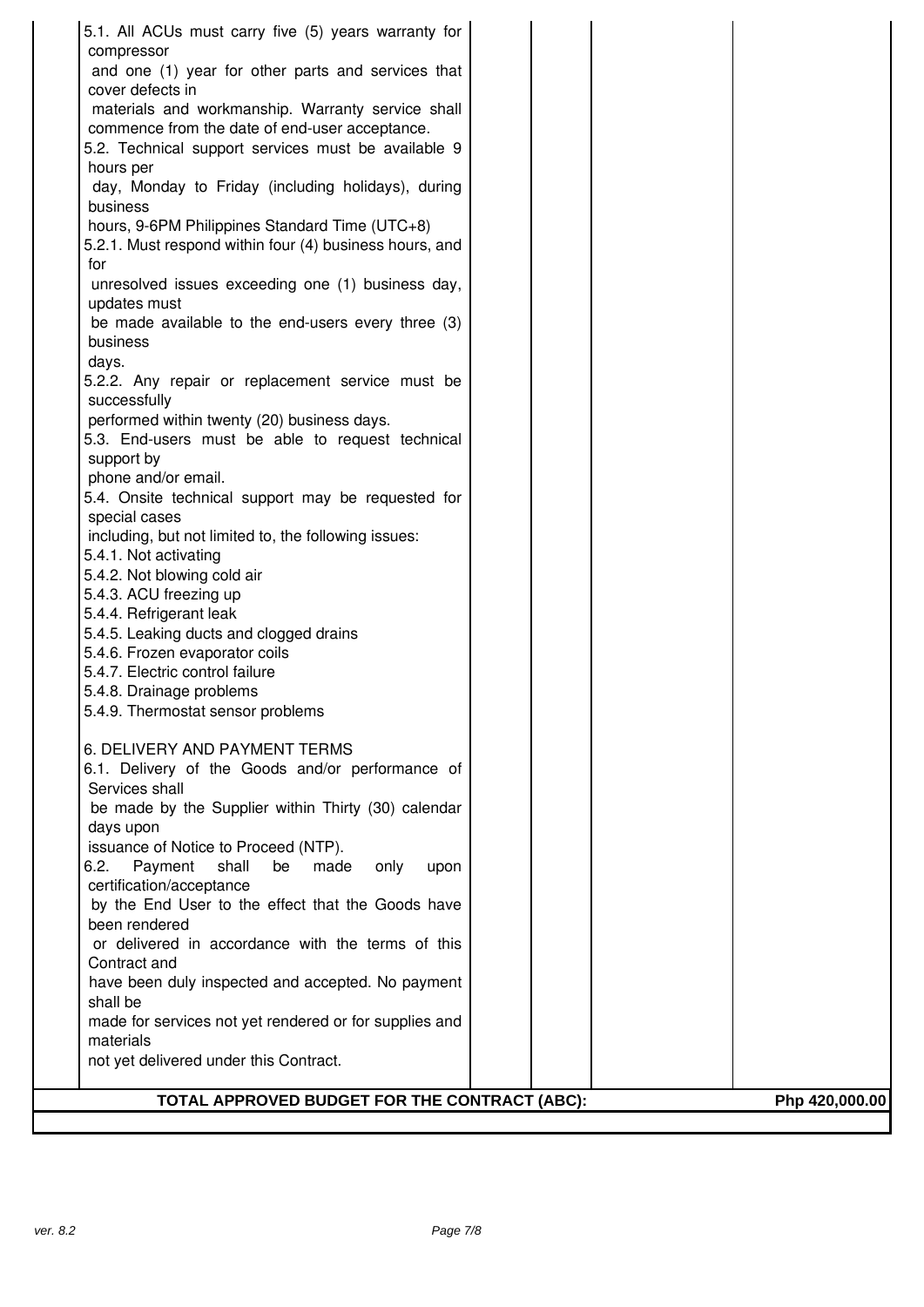| | | | | |
|---|---|---|---|---|
| 5.1. All ACUs must carry five (5) years warranty for compressor and one (1) year for other parts and services that cover defects in materials and workmanship. Warranty service shall commence from the date of end-user acceptance.<br>5.2. Technical support services must be available 9 hours per day, Monday to Friday (including holidays), during business hours, 9-6PM Philippines Standard Time (UTC+8)<br>5.2.1. Must respond within four (4) business hours, and for unresolved issues exceeding one (1) business day, updates must be made available to the end-users every three (3) business days.<br>5.2.2. Any repair or replacement service must be successfully performed within twenty (20) business days.<br>5.3. End-users must be able to request technical support by phone and/or email.<br>5.4. Onsite technical support may be requested for special cases including, but not limited to, the following issues:<br>5.4.1. Not activating<br>5.4.2. Not blowing cold air<br>5.4.3. ACU freezing up<br>5.4.4. Refrigerant leak<br>5.4.5. Leaking ducts and clogged drains<br>5.4.6. Frozen evaporator coils<br>5.4.7. Electric control failure<br>5.4.8. Drainage problems<br>5.4.9. Thermostat sensor problems<br><br>6. DELIVERY AND PAYMENT TERMS<br>6.1. Delivery of the Goods and/or performance of Services shall be made by the Supplier within Thirty (30) calendar days upon issuance of Notice to Proceed (NTP).<br>6.2. Payment shall be made only upon certification/acceptance by the End User to the effect that the Goods have been rendered or delivered in accordance with the terms of this Contract and have been duly inspected and accepted. No payment shall be made for services not yet rendered or for supplies and materials not yet delivered under this Contract. | | | | |
| **TOTAL APPROVED BUDGET FOR THE CONTRACT (ABC):** | | | | **Php 420,000.00** |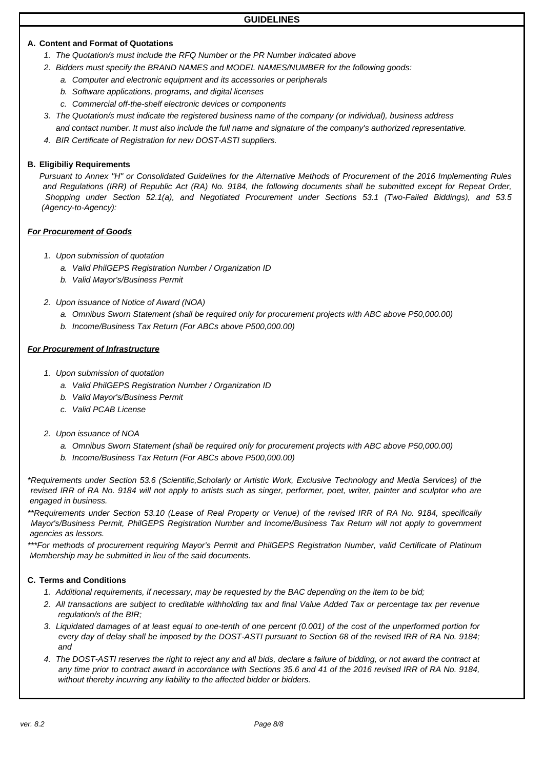# GUIDELINES

**A. Content and Format of Quotations**

1. *The Quotation/s must include the RFQ Number or the PR Number indicated above*
2. *Bidders must specify the BRAND NAMES and MODEL NAMES/NUMBER for the following goods:*
   a. *Computer and electronic equipment and its accessories or peripherals*
   b. *Software applications, programs, and digital licenses*
   c. *Commercial off-the-shelf electronic devices or components*
3. *The Quotation/s must indicate the registered business name of the company (or individual), business address and contact number. It must also include the full name and signature of the company's authorized representative.*
4. *BIR Certificate of Registration for new DOST-ASTI suppliers.*

**B. Eligibiliy Requirements**

*Pursuant to Annex "H" or Consolidated Guidelines for the Alternative Methods of Procurement of the 2016 Implementing Rules and Regulations (IRR) of Republic Act (RA) No. 9184, the following documents shall be submitted except for Repeat Order, Shopping under Section 52.1(a), and Negotiated Procurement under Sections 53.1 (Two-Failed Biddings), and 53.5 (Agency-to-Agency):*

***For Procurement of Goods***

1. *Upon submission of quotation*
   a. *Valid PhilGEPS Registration Number / Organization ID*
   b. *Valid Mayor's/Business Permit*
2. *Upon issuance of Notice of Award (NOA)*
   a. *Omnibus Sworn Statement (shall be required only for procurement projects with ABC above P50,000.00)*
   b. *Income/Business Tax Return (For ABCs above P500,000.00)*

***For Procurement of Infrastructure***

1. *Upon submission of quotation*
   a. *Valid PhilGEPS Registration Number / Organization ID*
   b. *Valid Mayor's/Business Permit*
   c. *Valid PCAB License*
2. *Upon issuance of NOA*
   a. *Omnibus Sworn Statement (shall be required only for procurement projects with ABC above P50,000.00)*
   b. *Income/Business Tax Return (For ABCs above P500,000.00)*

*\*Requirements under Section 53.6 (Scientific,Scholarly or Artistic Work, Exclusive Technology and Media Services) of the revised IRR of RA No. 9184 will not apply to artists such as singer, performer, poet, writer, painter and sculptor who are engaged in business.*

*\*\*Requirements under Section 53.10 (Lease of Real Property or Venue) of the revised IRR of RA No. 9184, specifically Mayor's/Business Permit, PhilGEPS Registration Number and Income/Business Tax Return will not apply to government agencies as lessors.*

*\*\*\*For methods of procurement requiring Mayor's Permit and PhilGEPS Registration Number, valid Certificate of Platinum Membership may be submitted in lieu of the said documents.*

**C. Terms and Conditions**

1. *Additional requirements, if necessary, may be requested by the BAC depending on the item to be bid;*
2. *All transactions are subject to creditable withholding tax and final Value Added Tax or percentage tax per revenue regulation/s of the BIR;*
3. *Liquidated damages of at least equal to one-tenth of one percent (0.001) of the cost of the unperformed portion for every day of delay shall be imposed by the DOST-ASTI pursuant to Section 68 of the revised IRR of RA No. 9184; and*
4. *The DOST-ASTI reserves the right to reject any and all bids, declare a failure of bidding, or not award the contract at any time prior to contract award in accordance with Sections 35.6 and 41 of the 2016 revised IRR of RA No. 9184, without thereby incurring any liability to the affected bidder or bidders.*

*ver. 8.2*